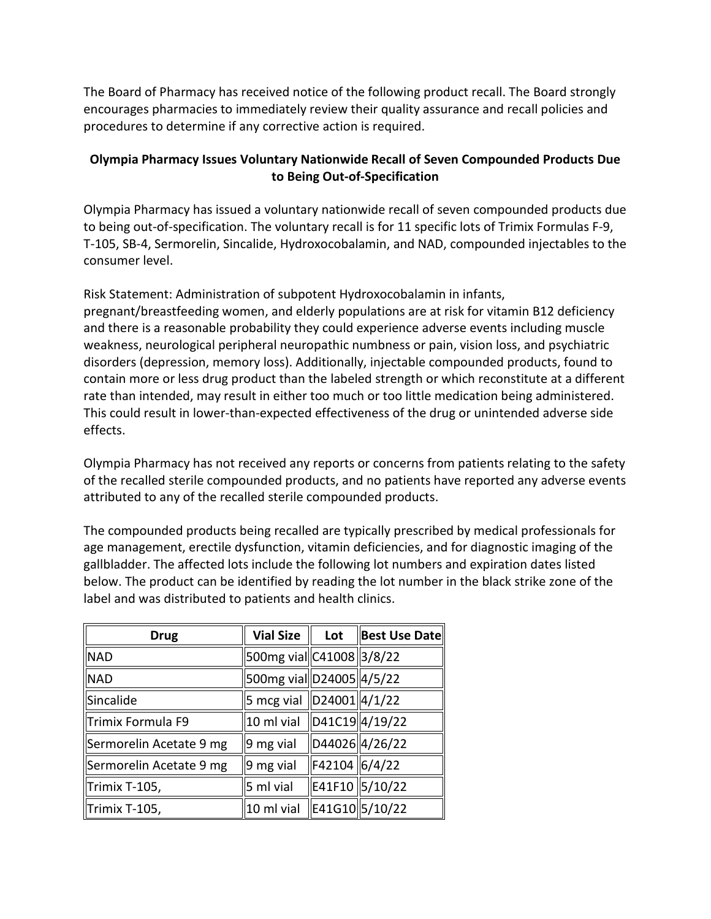The Board of Pharmacy has received notice of the following product recall. The Board strongly encourages pharmacies to immediately review their quality assurance and recall policies and procedures to determine if any corrective action is required.

**Olympia Pharmacy Issues Voluntary Nationwide Recall of Seven Compounded Products Due to Being Out-of-Specification**

Olympia Pharmacy has issued a voluntary nationwide recall of seven compounded products due to being out-of-specification. The voluntary recall is for 11 specific lots of Trimix Formulas F-9, T-105, SB-4, Sermorelin, Sincalide, Hydroxocobalamin, and NAD, compounded injectables to the consumer level.

Risk Statement: Administration of subpotent Hydroxocobalamin in infants, pregnant/breastfeeding women, and elderly populations are at risk for vitamin B12 deficiency and there is a reasonable probability they could experience adverse events including muscle weakness, neurological peripheral neuropathic numbness or pain, vision loss, and psychiatric disorders (depression, memory loss). Additionally, injectable compounded products, found to contain more or less drug product than the labeled strength or which reconstitute at a different rate than intended, may result in either too much or too little medication being administered. This could result in lower-than-expected effectiveness of the drug or unintended adverse side effects.

Olympia Pharmacy has not received any reports or concerns from patients relating to the safety of the recalled sterile compounded products, and no patients have reported any adverse events attributed to any of the recalled sterile compounded products.

The compounded products being recalled are typically prescribed by medical professionals for age management, erectile dysfunction, vitamin deficiencies, and for diagnostic imaging of the gallbladder. The affected lots include the following lot numbers and expiration dates listed below. The product can be identified by reading the lot number in the black strike zone of the label and was distributed to patients and health clinics.

| Drug | Vial Size | Lot | Best Use Date |
|---|---|---|---|
| NAD | 500mg vial | C41008 | 3/8/22 |
| NAD | 500mg vial | D24005 | 4/5/22 |
| Sincalide | 5 mcg vial | D24001 | 4/1/22 |
| Trimix Formula F9 | 10 ml vial | D41C19 | 4/19/22 |
| Sermorelin Acetate 9 mg | 9 mg vial | D44026 | 4/26/22 |
| Sermorelin Acetate 9 mg | 9 mg vial | F42104 | 6/4/22 |
| Trimix T-105, | 5 ml vial | E41F10 | 5/10/22 |
| Trimix T-105, | 10 ml vial | E41G10 | 5/10/22 |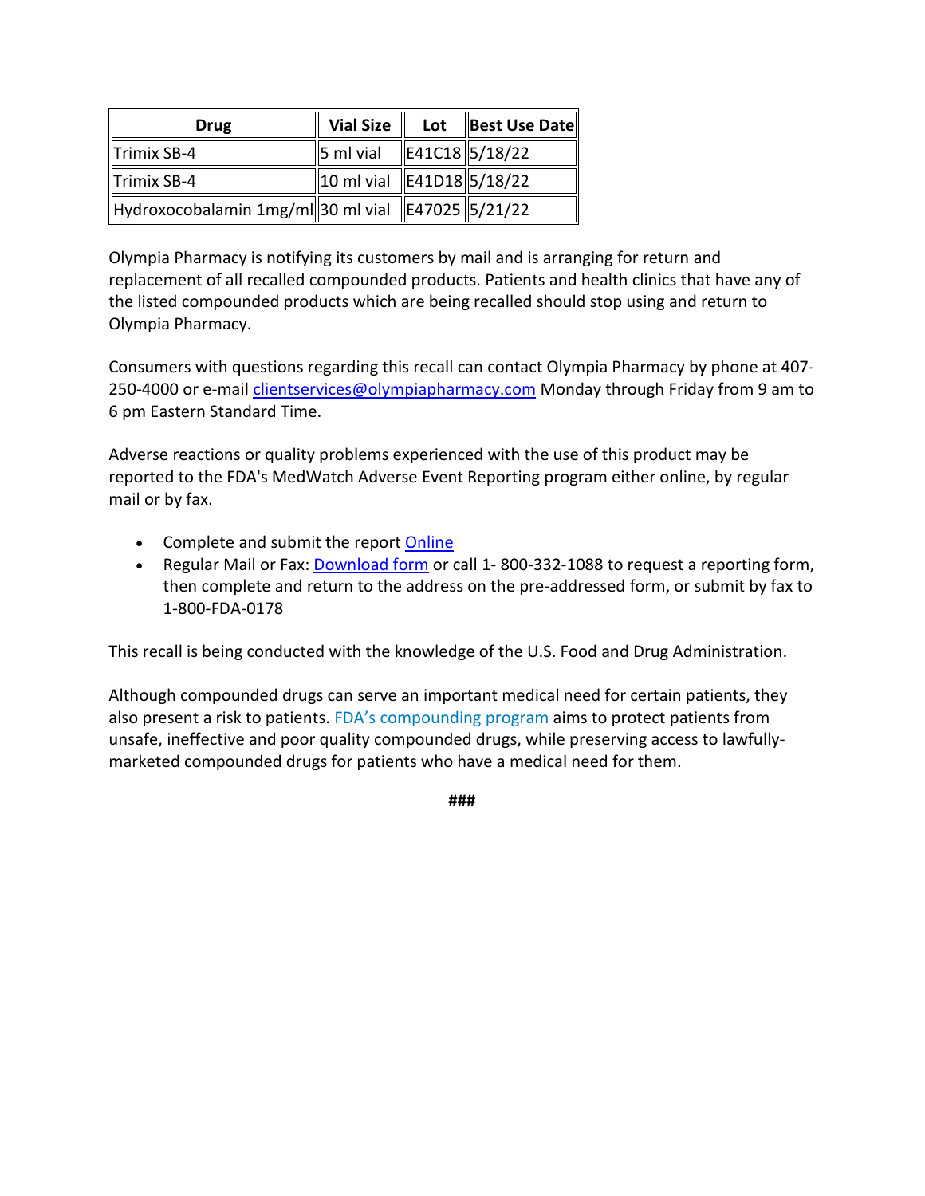| Drug | Vial Size | Lot | Best Use Date |
|---|---|---|---|
| Trimix SB-4 | 5 ml vial | E41C18 | 5/18/22 |
| Trimix SB-4 | 10 ml vial | E41D18 | 5/18/22 |
| Hydroxocobalamin 1mg/ml | 30 ml vial | E47025 | 5/21/22 |

Olympia Pharmacy is notifying its customers by mail and is arranging for return and replacement of all recalled compounded products. Patients and health clinics that have any of the listed compounded products which are being recalled should stop using and return to Olympia Pharmacy.

Consumers with questions regarding this recall can contact Olympia Pharmacy by phone at 407-250-4000 or e-mail clientservices@olympiapharmacy.com Monday through Friday from 9 am to 6 pm Eastern Standard Time.

Adverse reactions or quality problems experienced with the use of this product may be reported to the FDA's MedWatch Adverse Event Reporting program either online, by regular mail or by fax.

- Complete and submit the report Online
- Regular Mail or Fax: Download form or call 1- 800-332-1088 to request a reporting form, then complete and return to the address on the pre-addressed form, or submit by fax to 1-800-FDA-0178

This recall is being conducted with the knowledge of the U.S. Food and Drug Administration.

Although compounded drugs can serve an important medical need for certain patients, they also present a risk to patients. FDA's compounding program aims to protect patients from unsafe, ineffective and poor quality compounded drugs, while preserving access to lawfully-marketed compounded drugs for patients who have a medical need for them.

###